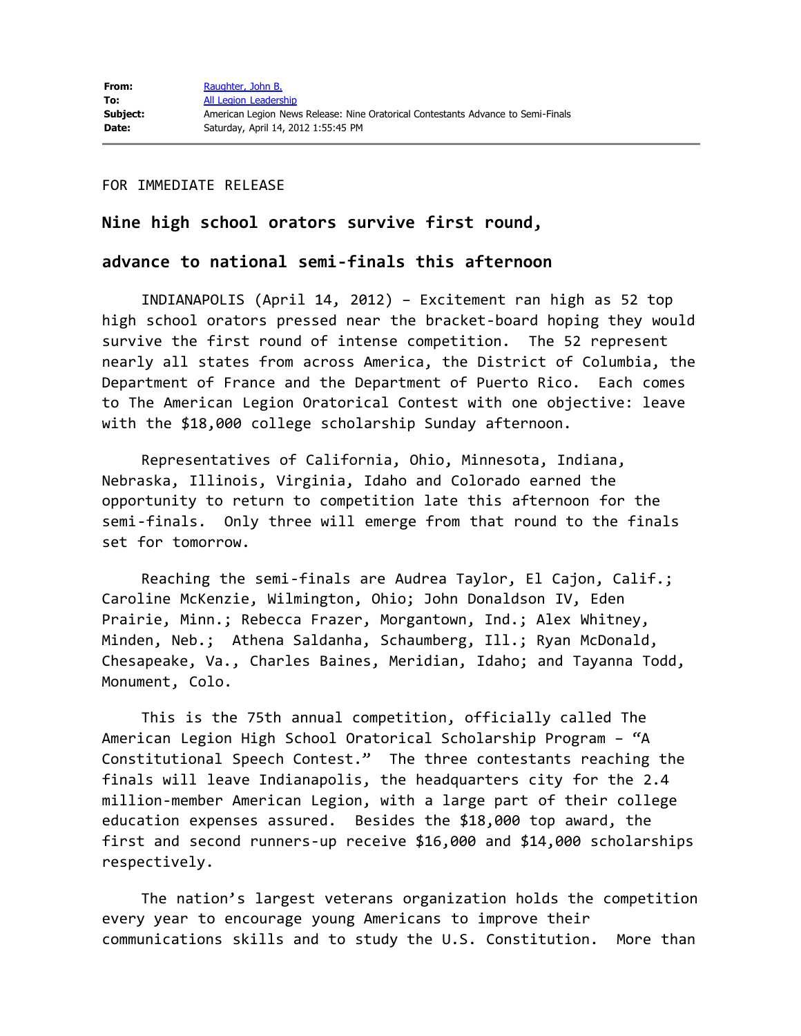| | |
|---|---|
| **From:** | Raughter, John B. |
| **To:** | All Legion Leadership |
| **Subject:** | American Legion News Release: Nine Oratorical Contestants Advance to Semi-Finals |
| **Date:** | Saturday, April 14, 2012 1:55:45 PM |

FOR IMMEDIATE RELEASE

**Nine high school orators survive first round,**

**advance to national semi-finals this afternoon**

INDIANAPOLIS (April 14, 2012) – Excitement ran high as 52 top high school orators pressed near the bracket-board hoping they would survive the first round of intense competition. The 52 represent nearly all states from across America, the District of Columbia, the Department of France and the Department of Puerto Rico. Each comes to The American Legion Oratorical Contest with one objective: leave with the $18,000 college scholarship Sunday afternoon.

Representatives of California, Ohio, Minnesota, Indiana, Nebraska, Illinois, Virginia, Idaho and Colorado earned the opportunity to return to competition late this afternoon for the semi-finals. Only three will emerge from that round to the finals set for tomorrow.

Reaching the semi-finals are Audrea Taylor, El Cajon, Calif.; Caroline McKenzie, Wilmington, Ohio; John Donaldson IV, Eden Prairie, Minn.; Rebecca Frazer, Morgantown, Ind.; Alex Whitney, Minden, Neb.; Athena Saldanha, Schaumberg, Ill.; Ryan McDonald, Chesapeake, Va., Charles Baines, Meridian, Idaho; and Tayanna Todd, Monument, Colo.

This is the 75th annual competition, officially called The American Legion High School Oratorical Scholarship Program – "A Constitutional Speech Contest." The three contestants reaching the finals will leave Indianapolis, the headquarters city for the 2.4 million-member American Legion, with a large part of their college education expenses assured. Besides the $18,000 top award, the first and second runners-up receive $16,000 and $14,000 scholarships respectively.

The nation's largest veterans organization holds the competition every year to encourage young Americans to improve their communications skills and to study the U.S. Constitution. More than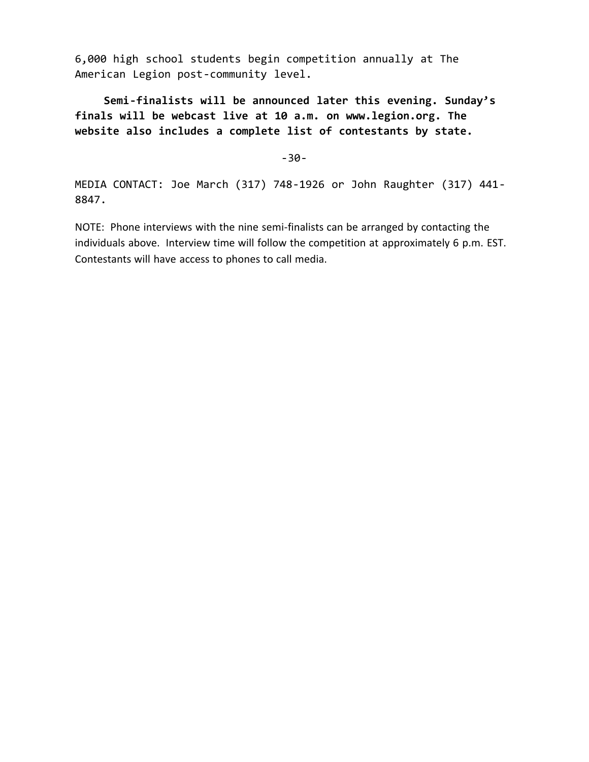6,000 high school students begin competition annually at The American Legion post-community level.

**Semi-finalists will be announced later this evening. Sunday's finals will be webcast live at 10 a.m. on www.legion.org. The website also includes a complete list of contestants by state.**

-30-

MEDIA CONTACT: Joe March (317) 748-1926 or John Raughter (317) 441-8847.

NOTE: Phone interviews with the nine semi-finalists can be arranged by contacting the individuals above. Interview time will follow the competition at approximately 6 p.m. EST. Contestants will have access to phones to call media.